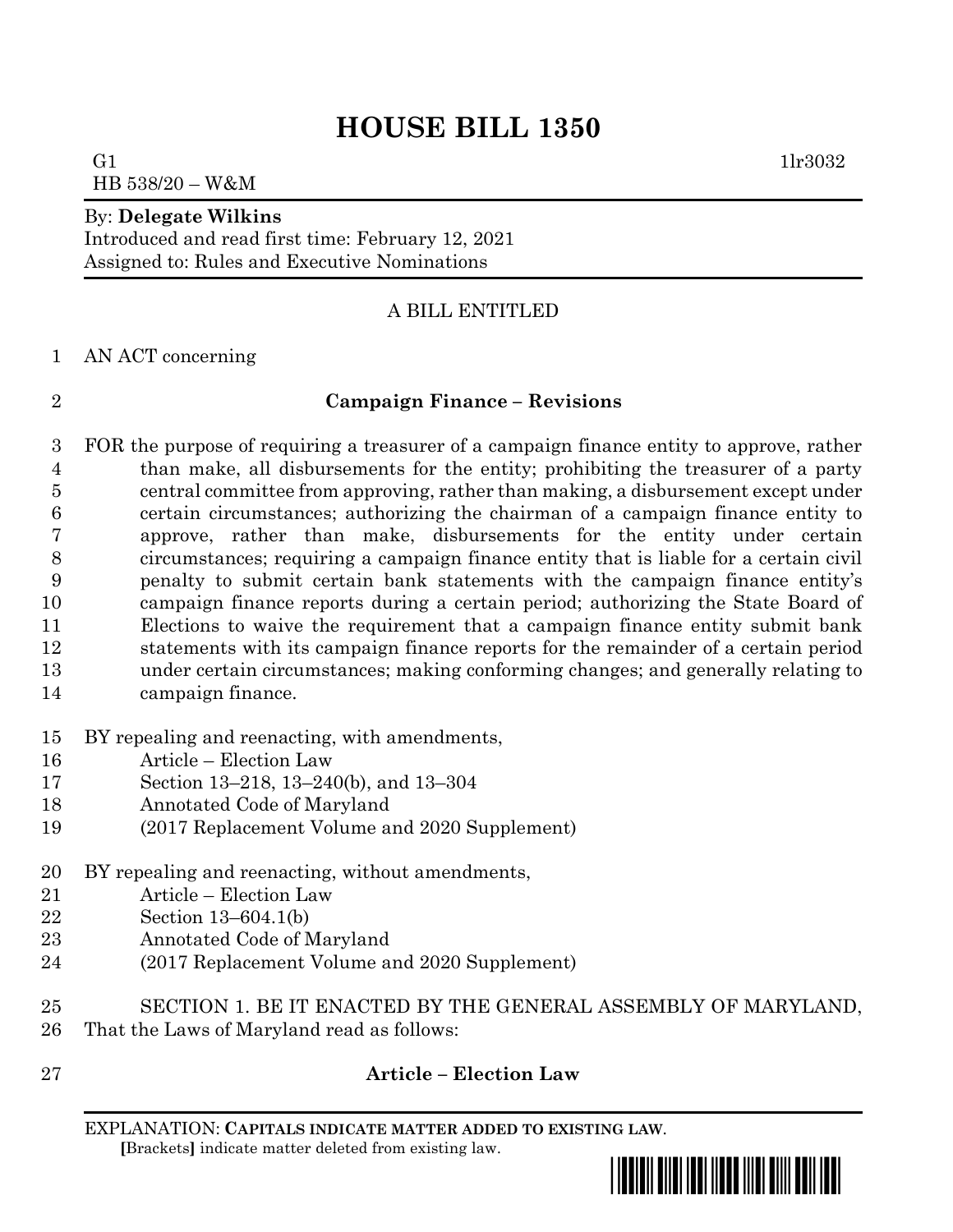# HOUSE BILL 1350

G1 1lr3032
HB 538/20 – W&M

By: **Delegate Wilkins**
Introduced and read first time: February 12, 2021
Assigned to: Rules and Executive Nominations

A BILL ENTITLED

1 AN ACT concerning

2 **Campaign Finance – Revisions**

3 FOR the purpose of requiring a treasurer of a campaign finance entity to approve, rather
4 than make, all disbursements for the entity; prohibiting the treasurer of a party
5 central committee from approving, rather than making, a disbursement except under
6 certain circumstances; authorizing the chairman of a campaign finance entity to
7 approve, rather than make, disbursements for the entity under certain
8 circumstances; requiring a campaign finance entity that is liable for a certain civil
9 penalty to submit certain bank statements with the campaign finance entity's
10 campaign finance reports during a certain period; authorizing the State Board of
11 Elections to waive the requirement that a campaign finance entity submit bank
12 statements with its campaign finance reports for the remainder of a certain period
13 under certain circumstances; making conforming changes; and generally relating to
14 campaign finance.

15 BY repealing and reenacting, with amendments,
16 Article – Election Law
17 Section 13–218, 13–240(b), and 13–304
18 Annotated Code of Maryland
19 (2017 Replacement Volume and 2020 Supplement)

20 BY repealing and reenacting, without amendments,
21 Article – Election Law
22 Section 13–604.1(b)
23 Annotated Code of Maryland
24 (2017 Replacement Volume and 2020 Supplement)

25 SECTION 1. BE IT ENACTED BY THE GENERAL ASSEMBLY OF MARYLAND,
26 That the Laws of Maryland read as follows:

27 **Article – Election Law**

EXPLANATION: **CAPITALS INDICATE MATTER ADDED TO EXISTING LAW.**
**[**Brackets**]** indicate matter deleted from existing law.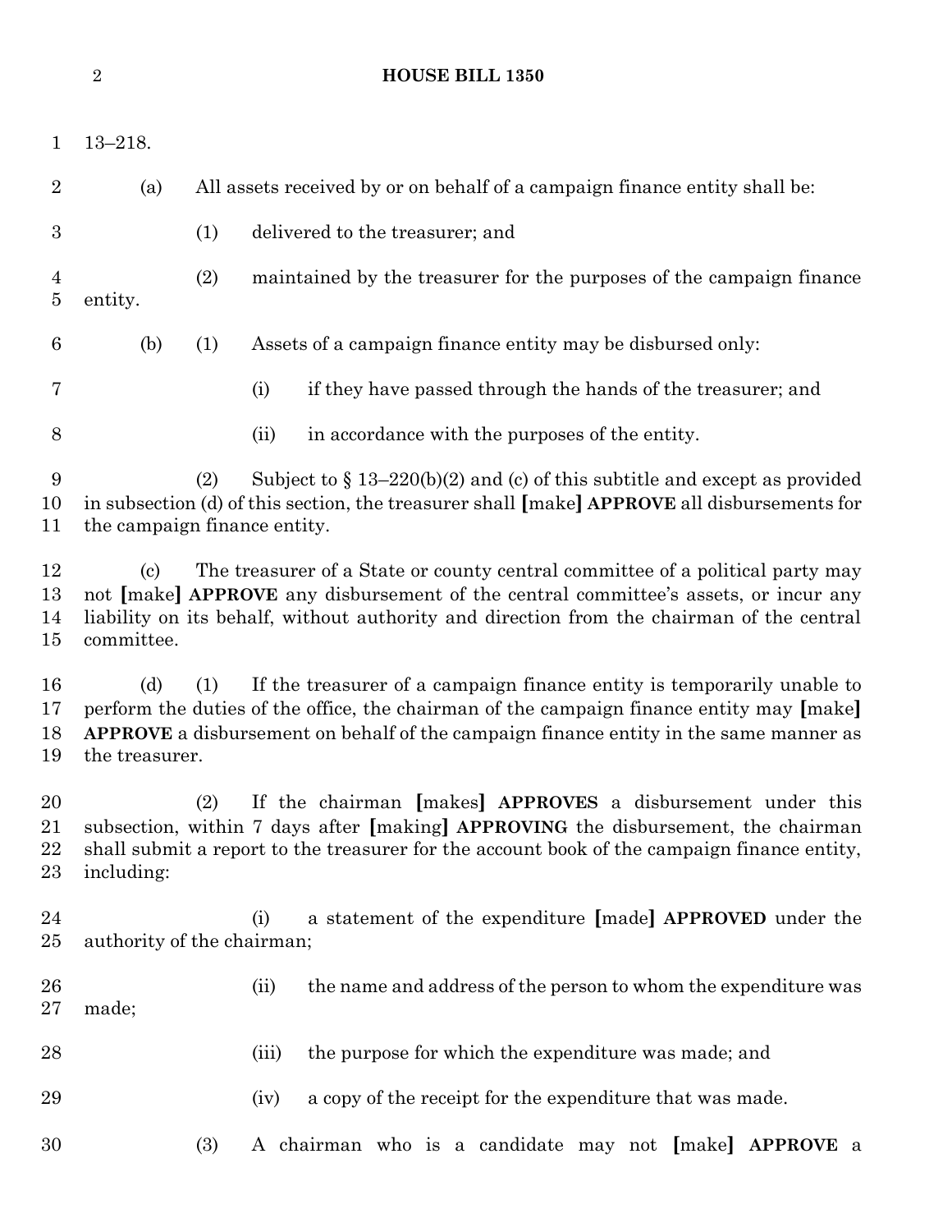13–218.

(a) All assets received by or on behalf of a campaign finance entity shall be:

(1) delivered to the treasurer; and

(2) maintained by the treasurer for the purposes of the campaign finance entity.

(b) (1) Assets of a campaign finance entity may be disbursed only:

(i) if they have passed through the hands of the treasurer; and

(ii) in accordance with the purposes of the entity.

(2) Subject to § 13–220(b)(2) and (c) of this subtitle and except as provided in subsection (d) of this section, the treasurer shall [make] **APPROVE** all disbursements for the campaign finance entity.

(c) The treasurer of a State or county central committee of a political party may not [make] **APPROVE** any disbursement of the central committee's assets, or incur any liability on its behalf, without authority and direction from the chairman of the central committee.

(d) (1) If the treasurer of a campaign finance entity is temporarily unable to perform the duties of the office, the chairman of the campaign finance entity may [make] **APPROVE** a disbursement on behalf of the campaign finance entity in the same manner as the treasurer.

(2) If the chairman [makes] **APPROVES** a disbursement under this subsection, within 7 days after [making] **APPROVING** the disbursement, the chairman shall submit a report to the treasurer for the account book of the campaign finance entity, including:

(i) a statement of the expenditure [made] **APPROVED** under the authority of the chairman;

(ii) the name and address of the person to whom the expenditure was made;

(iii) the purpose for which the expenditure was made; and

(iv) a copy of the receipt for the expenditure that was made.

(3) A chairman who is a candidate may not [make] **APPROVE** a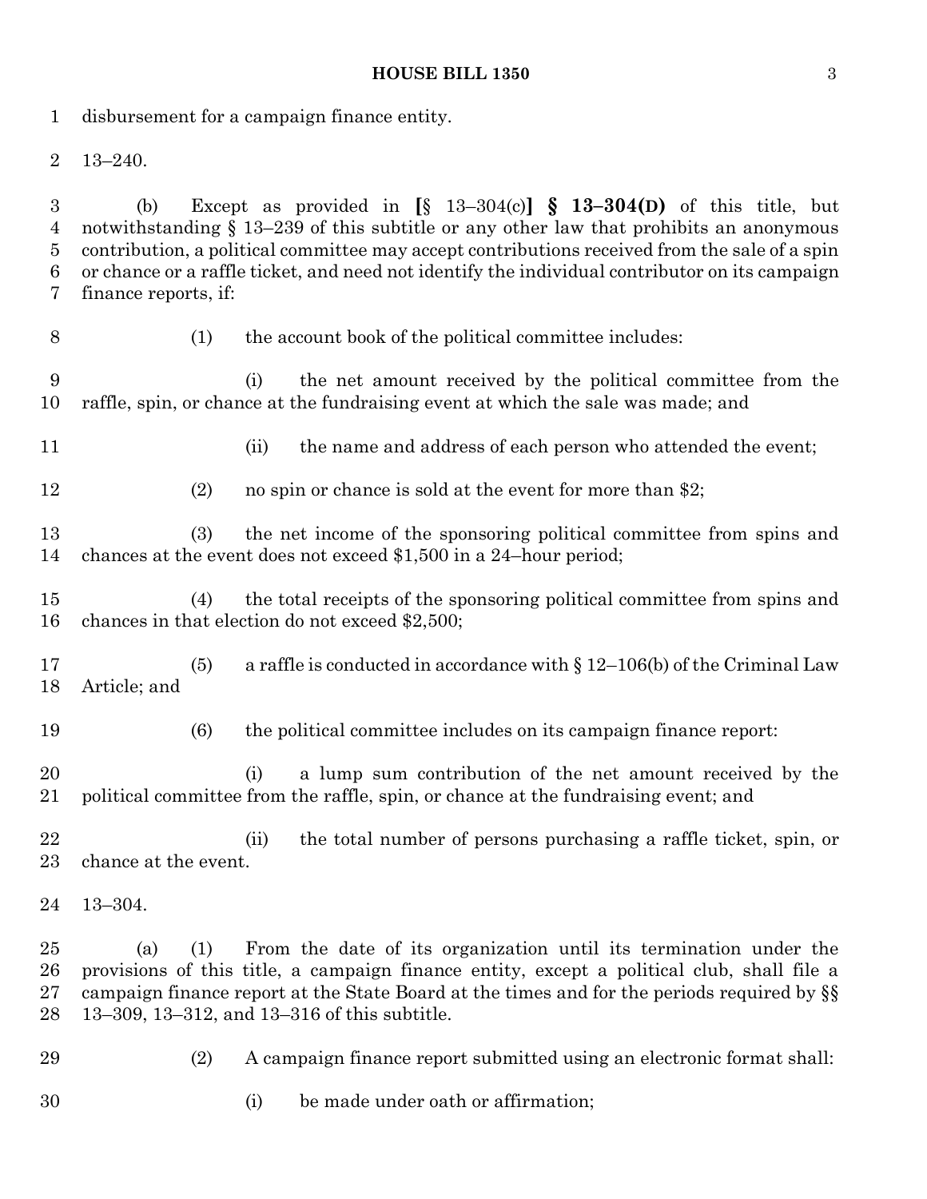disbursement for a campaign finance entity.

13–240.

(b) Except as provided in [§ 13–304(c)] **§ 13–304(D)** of this title, but notwithstanding § 13–239 of this subtitle or any other law that prohibits an anonymous contribution, a political committee may accept contributions received from the sale of a spin or chance or a raffle ticket, and need not identify the individual contributor on its campaign finance reports, if:

(1) the account book of the political committee includes:

(i) the net amount received by the political committee from the raffle, spin, or chance at the fundraising event at which the sale was made; and

(ii) the name and address of each person who attended the event;

(2) no spin or chance is sold at the event for more than $2;

(3) the net income of the sponsoring political committee from spins and chances at the event does not exceed $1,500 in a 24–hour period;

(4) the total receipts of the sponsoring political committee from spins and chances in that election do not exceed $2,500;

(5) a raffle is conducted in accordance with § 12–106(b) of the Criminal Law Article; and

(6) the political committee includes on its campaign finance report:

(i) a lump sum contribution of the net amount received by the political committee from the raffle, spin, or chance at the fundraising event; and

(ii) the total number of persons purchasing a raffle ticket, spin, or chance at the event.

13–304.

(a) (1) From the date of its organization until its termination under the provisions of this title, a campaign finance entity, except a political club, shall file a campaign finance report at the State Board at the times and for the periods required by §§ 13–309, 13–312, and 13–316 of this subtitle.

(2) A campaign finance report submitted using an electronic format shall:

(i) be made under oath or affirmation;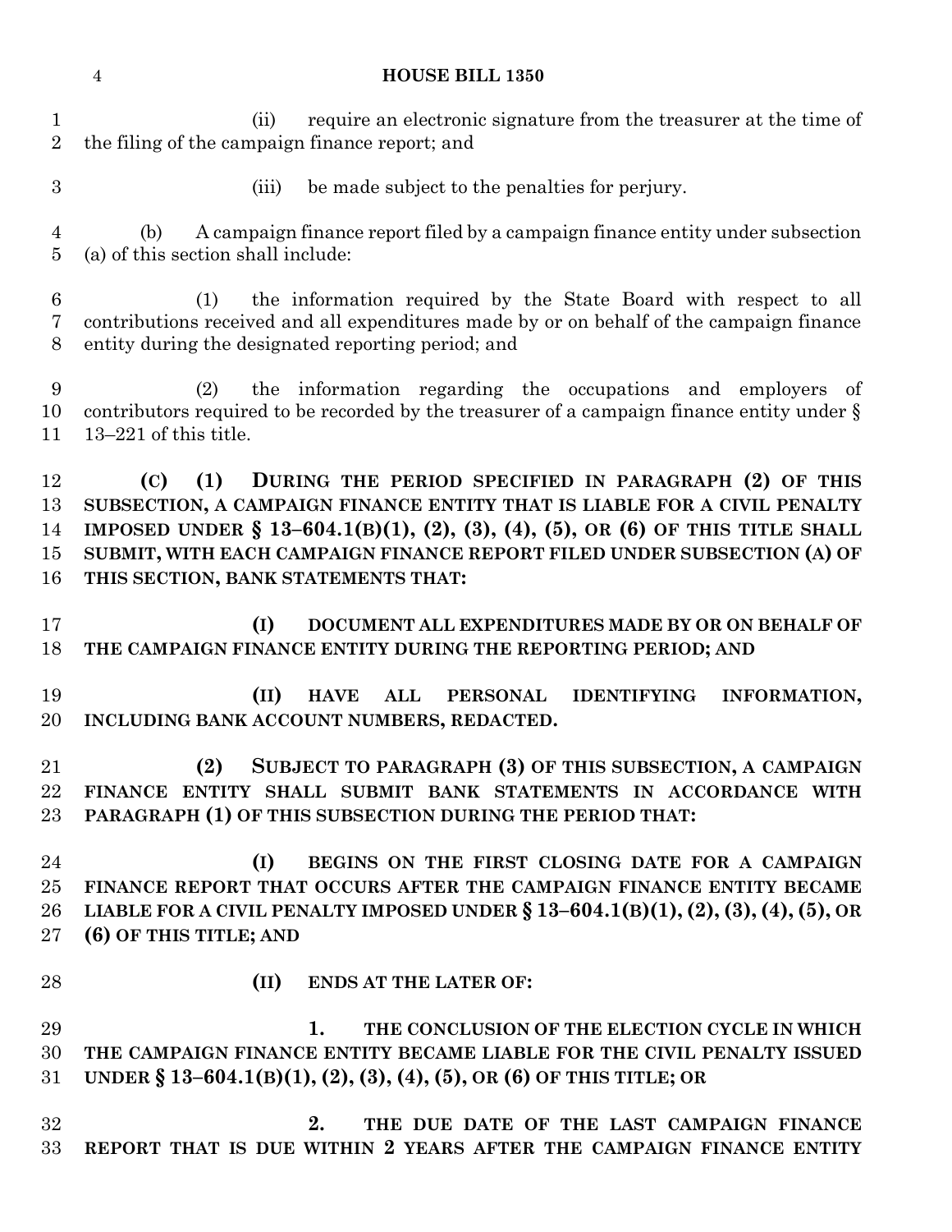(ii) require an electronic signature from the treasurer at the time of the filing of the campaign finance report; and

(iii) be made subject to the penalties for perjury.

(b) A campaign finance report filed by a campaign finance entity under subsection (a) of this section shall include:

(1) the information required by the State Board with respect to all contributions received and all expenditures made by or on behalf of the campaign finance entity during the designated reporting period; and

(2) the information regarding the occupations and employers of contributors required to be recorded by the treasurer of a campaign finance entity under § 13–221 of this title.

**(C) (1) DURING THE PERIOD SPECIFIED IN PARAGRAPH (2) OF THIS SUBSECTION, A CAMPAIGN FINANCE ENTITY THAT IS LIABLE FOR A CIVIL PENALTY IMPOSED UNDER § 13–604.1(B)(1), (2), (3), (4), (5), OR (6) OF THIS TITLE SHALL SUBMIT, WITH EACH CAMPAIGN FINANCE REPORT FILED UNDER SUBSECTION (A) OF THIS SECTION, BANK STATEMENTS THAT:**

**(I) DOCUMENT ALL EXPENDITURES MADE BY OR ON BEHALF OF THE CAMPAIGN FINANCE ENTITY DURING THE REPORTING PERIOD; AND**

**(II) HAVE ALL PERSONAL IDENTIFYING INFORMATION, INCLUDING BANK ACCOUNT NUMBERS, REDACTED.**

**(2) SUBJECT TO PARAGRAPH (3) OF THIS SUBSECTION, A CAMPAIGN FINANCE ENTITY SHALL SUBMIT BANK STATEMENTS IN ACCORDANCE WITH PARAGRAPH (1) OF THIS SUBSECTION DURING THE PERIOD THAT:**

**(I) BEGINS ON THE FIRST CLOSING DATE FOR A CAMPAIGN FINANCE REPORT THAT OCCURS AFTER THE CAMPAIGN FINANCE ENTITY BECAME LIABLE FOR A CIVIL PENALTY IMPOSED UNDER § 13–604.1(B)(1), (2), (3), (4), (5), OR (6) OF THIS TITLE; AND**

**(II) ENDS AT THE LATER OF:**

**1. THE CONCLUSION OF THE ELECTION CYCLE IN WHICH THE CAMPAIGN FINANCE ENTITY BECAME LIABLE FOR THE CIVIL PENALTY ISSUED UNDER § 13–604.1(B)(1), (2), (3), (4), (5), OR (6) OF THIS TITLE; OR**

**2. THE DUE DATE OF THE LAST CAMPAIGN FINANCE REPORT THAT IS DUE WITHIN 2 YEARS AFTER THE CAMPAIGN FINANCE ENTITY**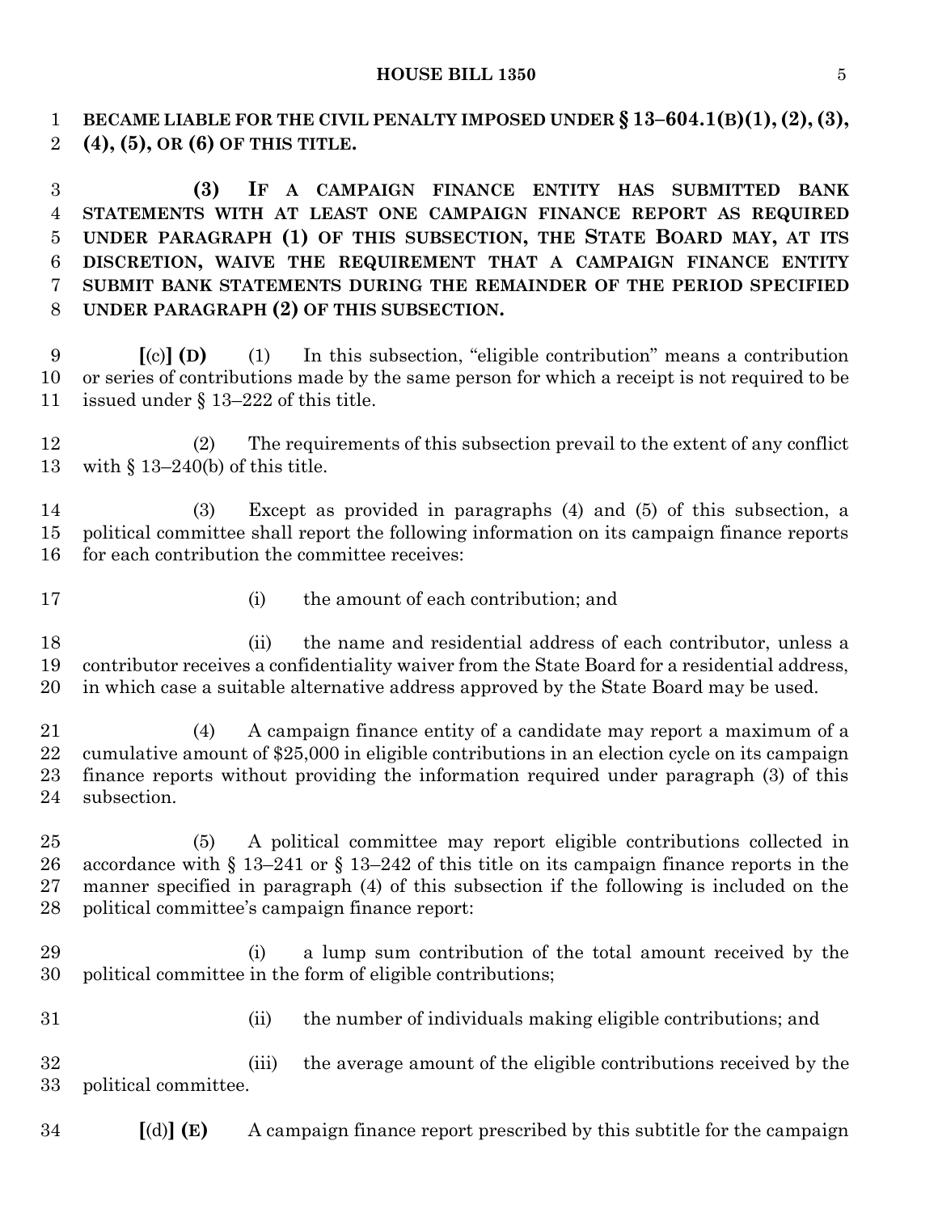**BECAME LIABLE FOR THE CIVIL PENALTY IMPOSED UNDER § 13–604.1(B)(1), (2), (3), (4), (5), OR (6) OF THIS TITLE.**

**(3) IF A CAMPAIGN FINANCE ENTITY HAS SUBMITTED BANK STATEMENTS WITH AT LEAST ONE CAMPAIGN FINANCE REPORT AS REQUIRED UNDER PARAGRAPH (1) OF THIS SUBSECTION, THE STATE BOARD MAY, AT ITS DISCRETION, WAIVE THE REQUIREMENT THAT A CAMPAIGN FINANCE ENTITY SUBMIT BANK STATEMENTS DURING THE REMAINDER OF THE PERIOD SPECIFIED UNDER PARAGRAPH (2) OF THIS SUBSECTION.**

**[**(c)**] (D)** (1) In this subsection, "eligible contribution" means a contribution or series of contributions made by the same person for which a receipt is not required to be issued under § 13–222 of this title.

(2) The requirements of this subsection prevail to the extent of any conflict with § 13–240(b) of this title.

(3) Except as provided in paragraphs (4) and (5) of this subsection, a political committee shall report the following information on its campaign finance reports for each contribution the committee receives:

(i) the amount of each contribution; and

(ii) the name and residential address of each contributor, unless a contributor receives a confidentiality waiver from the State Board for a residential address, in which case a suitable alternative address approved by the State Board may be used.

(4) A campaign finance entity of a candidate may report a maximum of a cumulative amount of $25,000 in eligible contributions in an election cycle on its campaign finance reports without providing the information required under paragraph (3) of this subsection.

(5) A political committee may report eligible contributions collected in accordance with § 13–241 or § 13–242 of this title on its campaign finance reports in the manner specified in paragraph (4) of this subsection if the following is included on the political committee's campaign finance report:

(i) a lump sum contribution of the total amount received by the political committee in the form of eligible contributions;

(ii) the number of individuals making eligible contributions; and

(iii) the average amount of the eligible contributions received by the political committee.

**[**(d)**] (E)** A campaign finance report prescribed by this subtitle for the campaign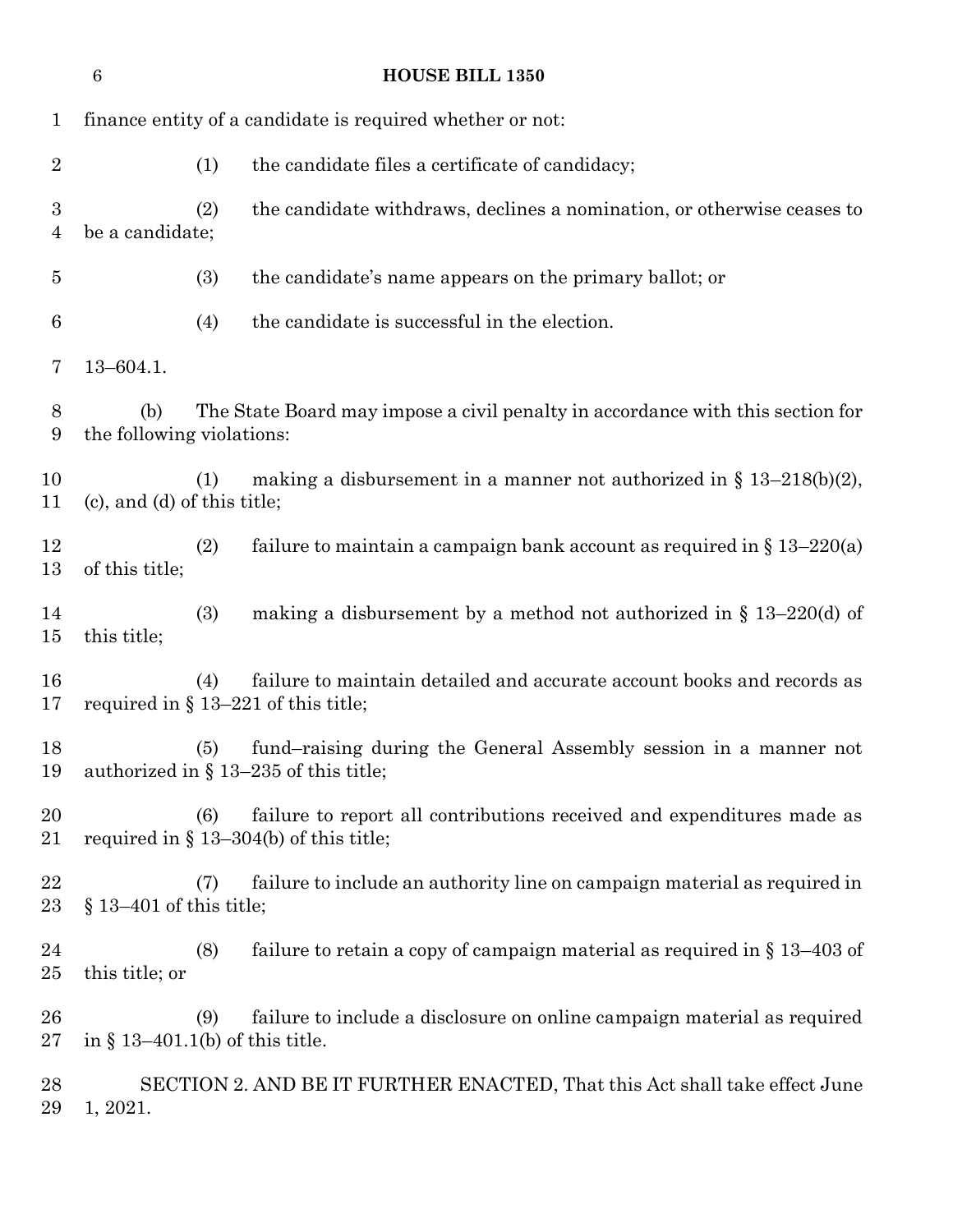finance entity of a candidate is required whether or not:

(1) the candidate files a certificate of candidacy;

(2) the candidate withdraws, declines a nomination, or otherwise ceases to be a candidate;

(3) the candidate's name appears on the primary ballot; or

(4) the candidate is successful in the election.

13–604.1.

(b) The State Board may impose a civil penalty in accordance with this section for the following violations:

(1) making a disbursement in a manner not authorized in § 13–218(b)(2), (c), and (d) of this title;

(2) failure to maintain a campaign bank account as required in § 13–220(a) of this title;

(3) making a disbursement by a method not authorized in § 13–220(d) of this title;

(4) failure to maintain detailed and accurate account books and records as required in § 13–221 of this title;

(5) fund–raising during the General Assembly session in a manner not authorized in § 13–235 of this title;

(6) failure to report all contributions received and expenditures made as required in § 13–304(b) of this title;

(7) failure to include an authority line on campaign material as required in § 13–401 of this title;

(8) failure to retain a copy of campaign material as required in § 13–403 of this title; or

(9) failure to include a disclosure on online campaign material as required in § 13–401.1(b) of this title.

SECTION 2. AND BE IT FURTHER ENACTED, That this Act shall take effect June 1, 2021.